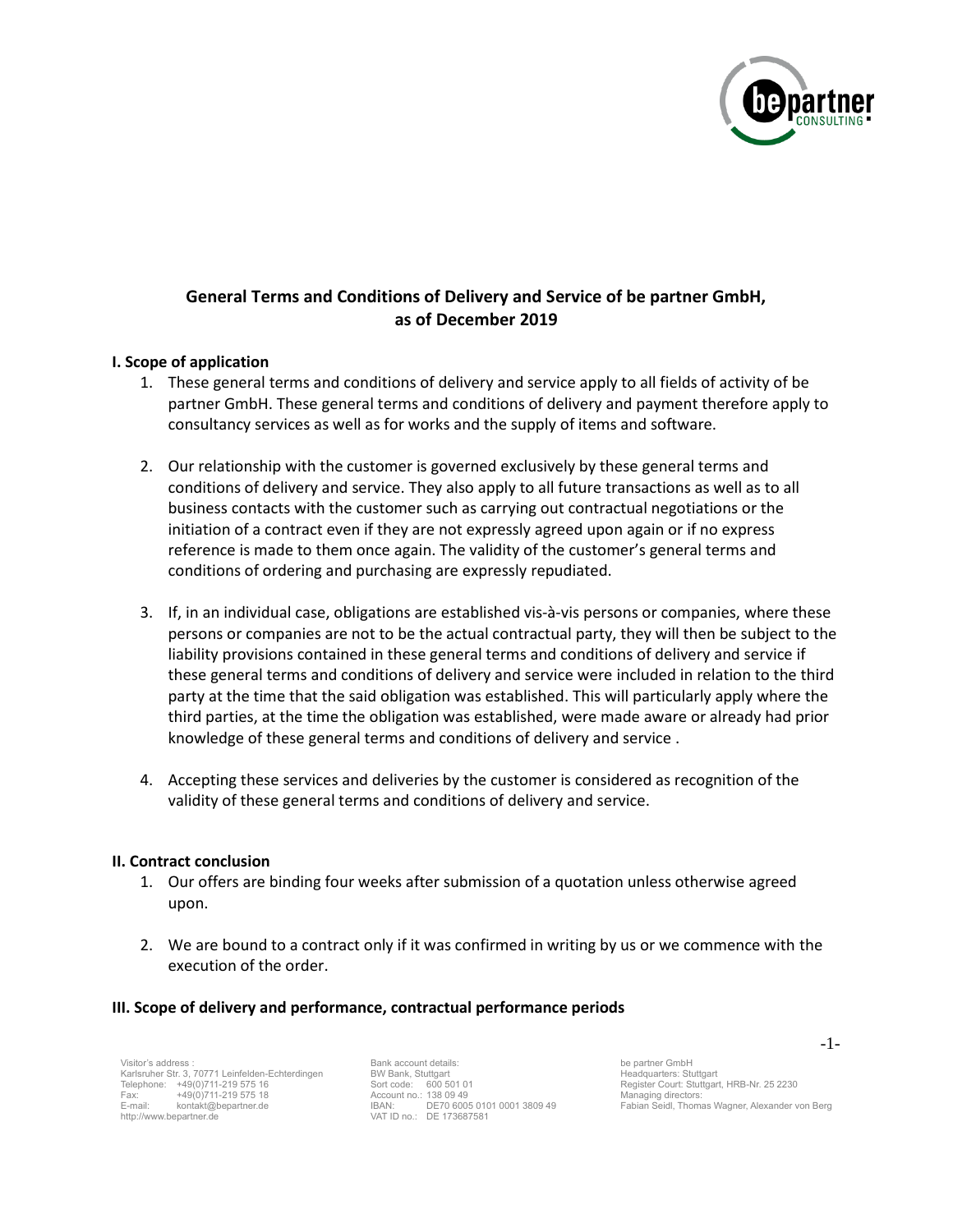## General Terms and Conditions of Delivery and Service of be partner GmbH, as of December 2019

### I. Scope of application

1. These general terms and conditions of delivery and service apply to all fields of activity of be partner GmbH. These general terms and conditions of delivery and payment therefore apply to consultancy services as well as for works and the supply of items and software.

2. Our relationship with the customer is governed exclusively by these general terms and conditions of delivery and service. They also apply to all future transactions as well as to all business contacts with the customer such as carrying out contractual negotiations or the initiation of a contract even if they are not expressly agreed upon again or if no express reference is made to them once again. The validity of the customer's general terms and conditions of ordering and purchasing are expressly repudiated.

3. If, in an individual case, obligations are established vis-à-vis persons or companies, where these persons or companies are not to be the actual contractual party, they will then be subject to the liability provisions contained in these general terms and conditions of delivery and service if these general terms and conditions of delivery and service were included in relation to the third party at the time that the said obligation was established. This will particularly apply where the third parties, at the time the obligation was established, were made aware or already had prior knowledge of these general terms and conditions of delivery and service .

4. Accepting these services and deliveries by the customer is considered as recognition of the validity of these general terms and conditions of delivery and service.

### II. Contract conclusion

1. Our offers are binding four weeks after submission of a quotation unless otherwise agreed upon.

2. We are bound to a contract only if it was confirmed in writing by us or we commence with the execution of the order.

### III. Scope of delivery and performance, contractual performance periods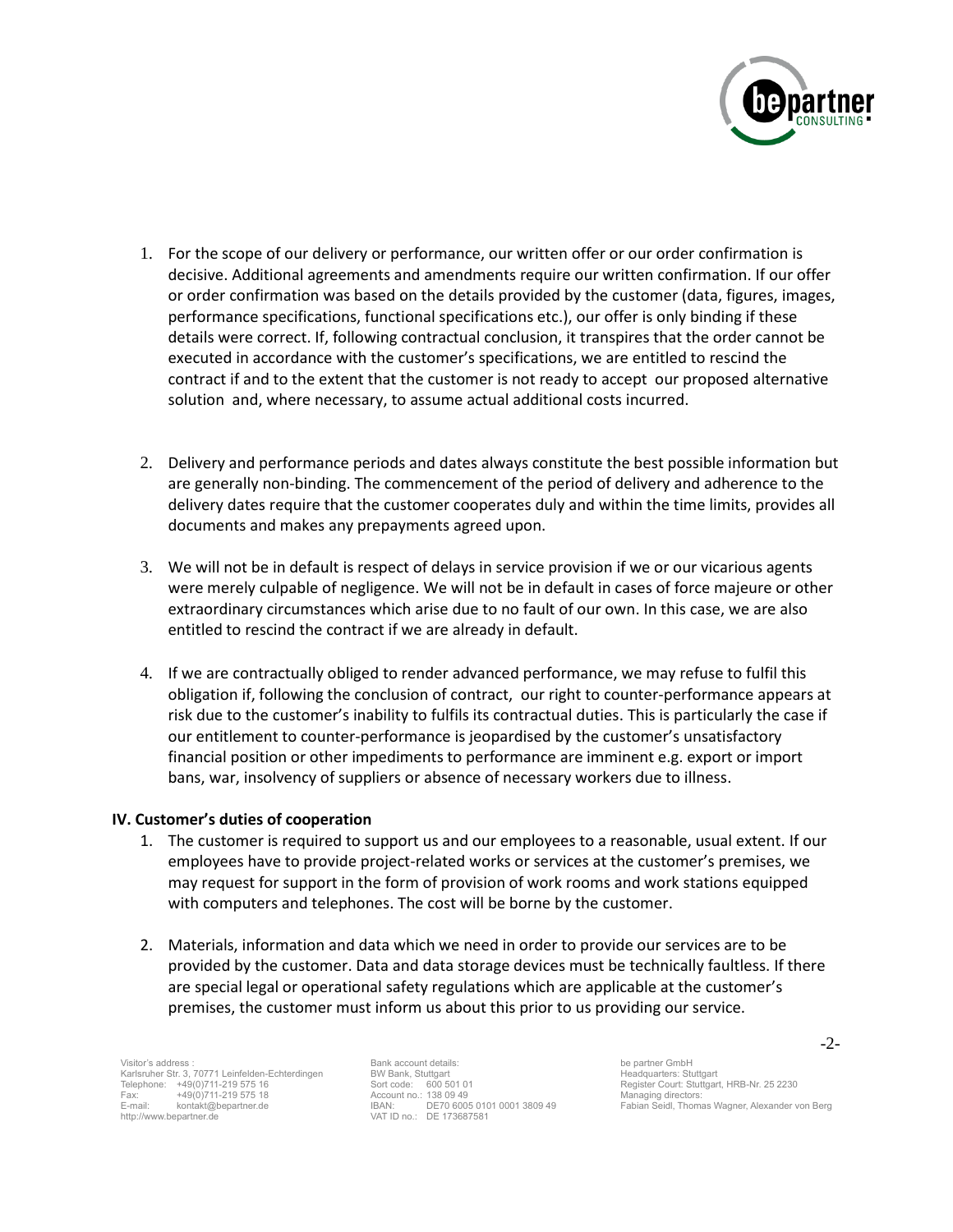1. For the scope of our delivery or performance, our written offer or our order confirmation is decisive. Additional agreements and amendments require our written confirmation. If our offer or order confirmation was based on the details provided by the customer (data, figures, images, performance specifications, functional specifications etc.), our offer is only binding if these details were correct. If, following contractual conclusion, it transpires that the order cannot be executed in accordance with the customer's specifications, we are entitled to rescind the contract if and to the extent that the customer is not ready to accept our proposed alternative solution and, where necessary, to assume actual additional costs incurred.

2. Delivery and performance periods and dates always constitute the best possible information but are generally non-binding. The commencement of the period of delivery and adherence to the delivery dates require that the customer cooperates duly and within the time limits, provides all documents and makes any prepayments agreed upon.

3. We will not be in default is respect of delays in service provision if we or our vicarious agents were merely culpable of negligence. We will not be in default in cases of force majeure or other extraordinary circumstances which arise due to no fault of our own. In this case, we are also entitled to rescind the contract if we are already in default.

4. If we are contractually obliged to render advanced performance, we may refuse to fulfil this obligation if, following the conclusion of contract, our right to counter-performance appears at risk due to the customer's inability to fulfils its contractual duties. This is particularly the case if our entitlement to counter-performance is jeopardised by the customer's unsatisfactory financial position or other impediments to performance are imminent e.g. export or import bans, war, insolvency of suppliers or absence of necessary workers due to illness.

**IV. Customer's duties of cooperation**

1. The customer is required to support us and our employees to a reasonable, usual extent. If our employees have to provide project-related works or services at the customer's premises, we may request for support in the form of provision of work rooms and work stations equipped with computers and telephones. The cost will be borne by the customer.

2. Materials, information and data which we need in order to provide our services are to be provided by the customer. Data and data storage devices must be technically faultless. If there are special legal or operational safety regulations which are applicable at the customer's premises, the customer must inform us about this prior to us providing our service.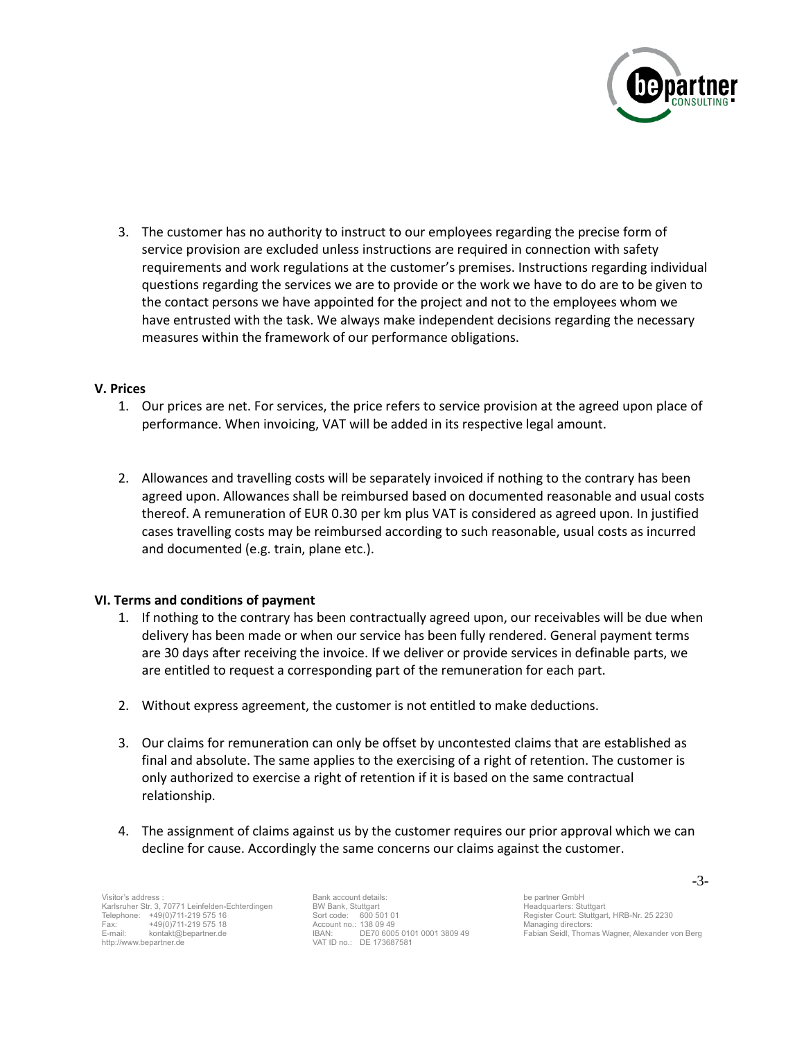3. The customer has no authority to instruct to our employees regarding the precise form of service provision are excluded unless instructions are required in connection with safety requirements and work regulations at the customer's premises. Instructions regarding individual questions regarding the services we are to provide or the work we have to do are to be given to the contact persons we have appointed for the project and not to the employees whom we have entrusted with the task. We always make independent decisions regarding the necessary measures within the framework of our performance obligations.

**V. Prices**

1. Our prices are net. For services, the price refers to service provision at the agreed upon place of performance. When invoicing, VAT will be added in its respective legal amount.
2. Allowances and travelling costs will be separately invoiced if nothing to the contrary has been agreed upon. Allowances shall be reimbursed based on documented reasonable and usual costs thereof. A remuneration of EUR 0.30 per km plus VAT is considered as agreed upon. In justified cases travelling costs may be reimbursed according to such reasonable, usual costs as incurred and documented (e.g. train, plane etc.).

**VI. Terms and conditions of payment**

1. If nothing to the contrary has been contractually agreed upon, our receivables will be due when delivery has been made or when our service has been fully rendered. General payment terms are 30 days after receiving the invoice. If we deliver or provide services in definable parts, we are entitled to request a corresponding part of the remuneration for each part.
2. Without express agreement, the customer is not entitled to make deductions.
3. Our claims for remuneration can only be offset by uncontested claims that are established as final and absolute. The same applies to the exercising of a right of retention. The customer is only authorized to exercise a right of retention if it is based on the same contractual relationship.
4. The assignment of claims against us by the customer requires our prior approval which we can decline for cause. Accordingly the same concerns our claims against the customer.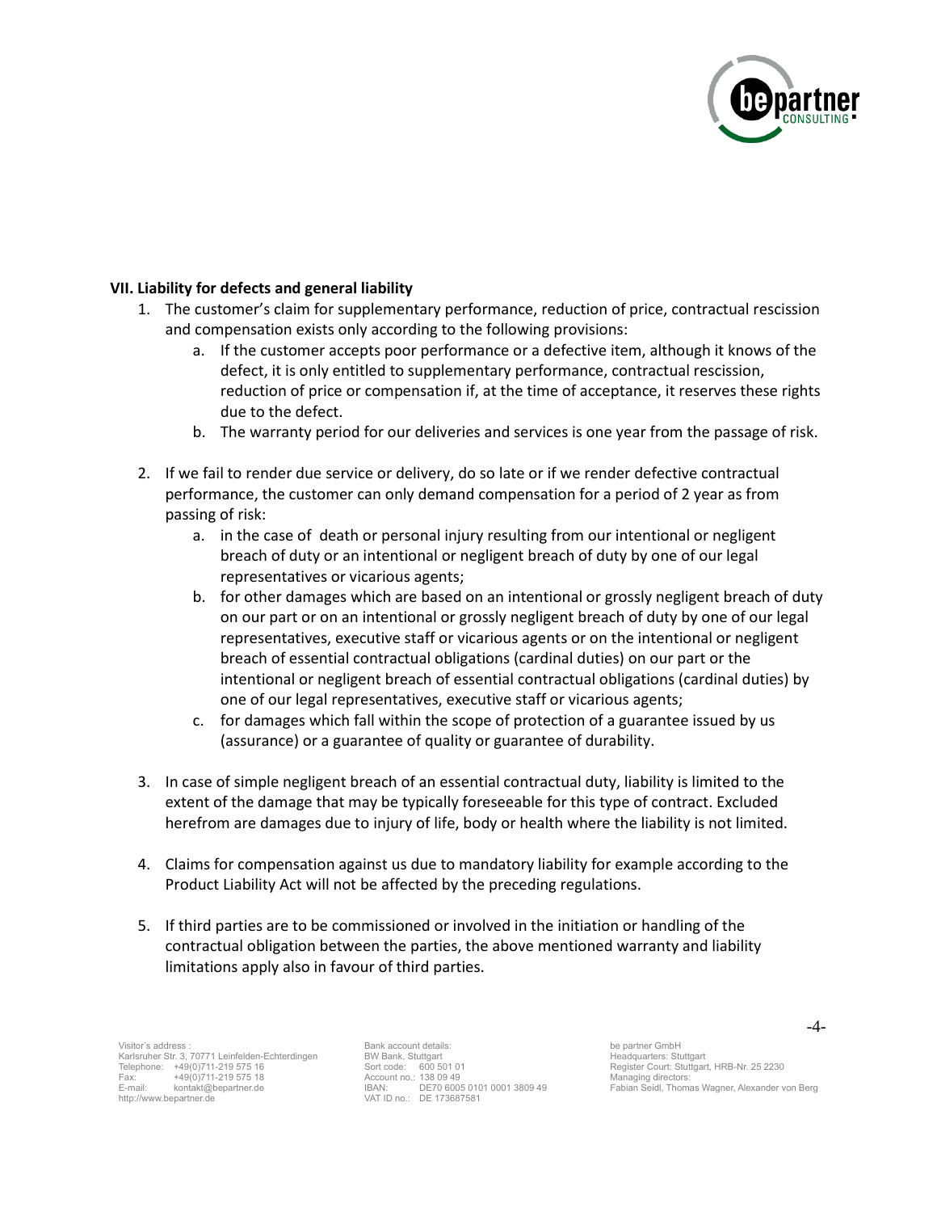**VII. Liability for defects and general liability**

1. The customer's claim for supplementary performance, reduction of price, contractual rescission and compensation exists only according to the following provisions:
   a. If the customer accepts poor performance or a defective item, although it knows of the defect, it is only entitled to supplementary performance, contractual rescission, reduction of price or compensation if, at the time of acceptance, it reserves these rights due to the defect.
   b. The warranty period for our deliveries and services is one year from the passage of risk.

2. If we fail to render due service or delivery, do so late or if we render defective contractual performance, the customer can only demand compensation for a period of 2 year as from passing of risk:
   a. in the case of death or personal injury resulting from our intentional or negligent breach of duty or an intentional or negligent breach of duty by one of our legal representatives or vicarious agents;
   b. for other damages which are based on an intentional or grossly negligent breach of duty on our part or on an intentional or grossly negligent breach of duty by one of our legal representatives, executive staff or vicarious agents or on the intentional or negligent breach of essential contractual obligations (cardinal duties) on our part or the intentional or negligent breach of essential contractual obligations (cardinal duties) by one of our legal representatives, executive staff or vicarious agents;
   c. for damages which fall within the scope of protection of a guarantee issued by us (assurance) or a guarantee of quality or guarantee of durability.

3. In case of simple negligent breach of an essential contractual duty, liability is limited to the extent of the damage that may be typically foreseeable for this type of contract. Excluded herefrom are damages due to injury of life, body or health where the liability is not limited.

4. Claims for compensation against us due to mandatory liability for example according to the Product Liability Act will not be affected by the preceding regulations.

5. If third parties are to be commissioned or involved in the initiation or handling of the contractual obligation between the parties, the above mentioned warranty and liability limitations apply also in favour of third parties.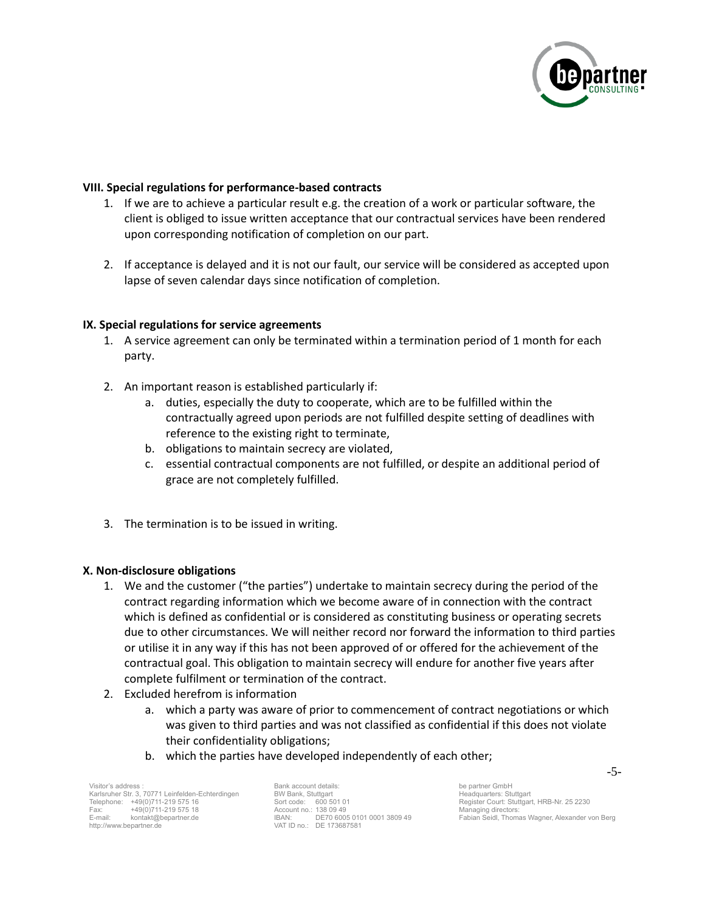**VIII. Special regulations for performance-based contracts**

1. If we are to achieve a particular result e.g. the creation of a work or particular software, the client is obliged to issue written acceptance that our contractual services have been rendered upon corresponding notification of completion on our part.

2. If acceptance is delayed and it is not our fault, our service will be considered as accepted upon lapse of seven calendar days since notification of completion.

**IX. Special regulations for service agreements**

1. A service agreement can only be terminated within a termination period of 1 month for each party.

2. An important reason is established particularly if:
   a. duties, especially the duty to cooperate, which are to be fulfilled within the contractually agreed upon periods are not fulfilled despite setting of deadlines with reference to the existing right to terminate,
   b. obligations to maintain secrecy are violated,
   c. essential contractual components are not fulfilled, or despite an additional period of grace are not completely fulfilled.

3. The termination is to be issued in writing.

**X. Non-disclosure obligations**

1. We and the customer ("the parties") undertake to maintain secrecy during the period of the contract regarding information which we become aware of in connection with the contract which is defined as confidential or is considered as constituting business or operating secrets due to other circumstances. We will neither record nor forward the information to third parties or utilise it in any way if this has not been approved of or offered for the achievement of the contractual goal. This obligation to maintain secrecy will endure for another five years after complete fulfilment or termination of the contract.
2. Excluded herefrom is information
   a. which a party was aware of prior to commencement of contract negotiations or which was given to third parties and was not classified as confidential if this does not violate their confidentiality obligations;
   b. which the parties have developed independently of each other;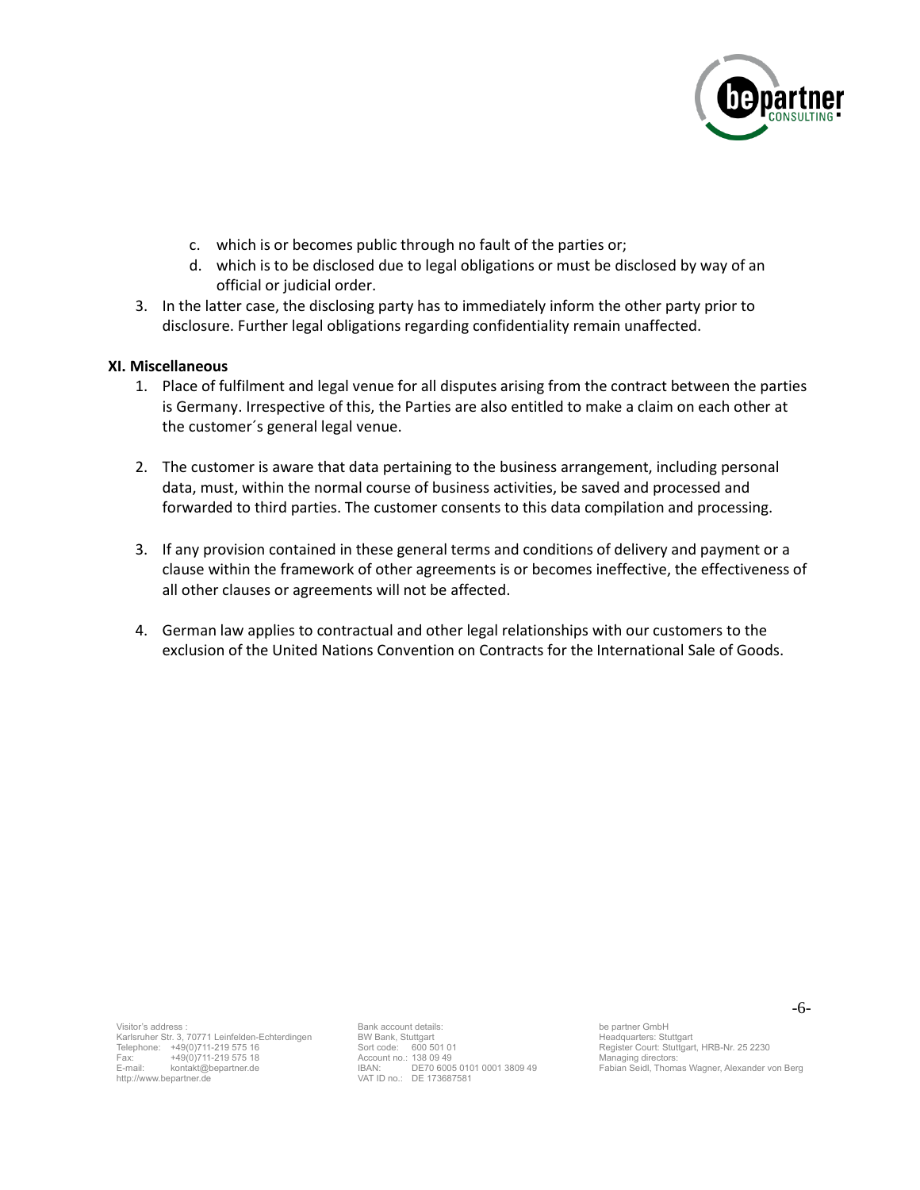c. which is or becomes public through no fault of the parties or;
d. which is to be disclosed due to legal obligations or must be disclosed by way of an official or judicial order.

3. In the latter case, the disclosing party has to immediately inform the other party prior to disclosure. Further legal obligations regarding confidentiality remain unaffected.

**XI. Miscellaneous**

1. Place of fulfilment and legal venue for all disputes arising from the contract between the parties is Germany. Irrespective of this, the Parties are also entitled to make a claim on each other at the customer´s general legal venue.

2. The customer is aware that data pertaining to the business arrangement, including personal data, must, within the normal course of business activities, be saved and processed and forwarded to third parties. The customer consents to this data compilation and processing.

3. If any provision contained in these general terms and conditions of delivery and payment or a clause within the framework of other agreements is or becomes ineffective, the effectiveness of all other clauses or agreements will not be affected.

4. German law applies to contractual and other legal relationships with our customers to the exclusion of the United Nations Convention on Contracts for the International Sale of Goods.